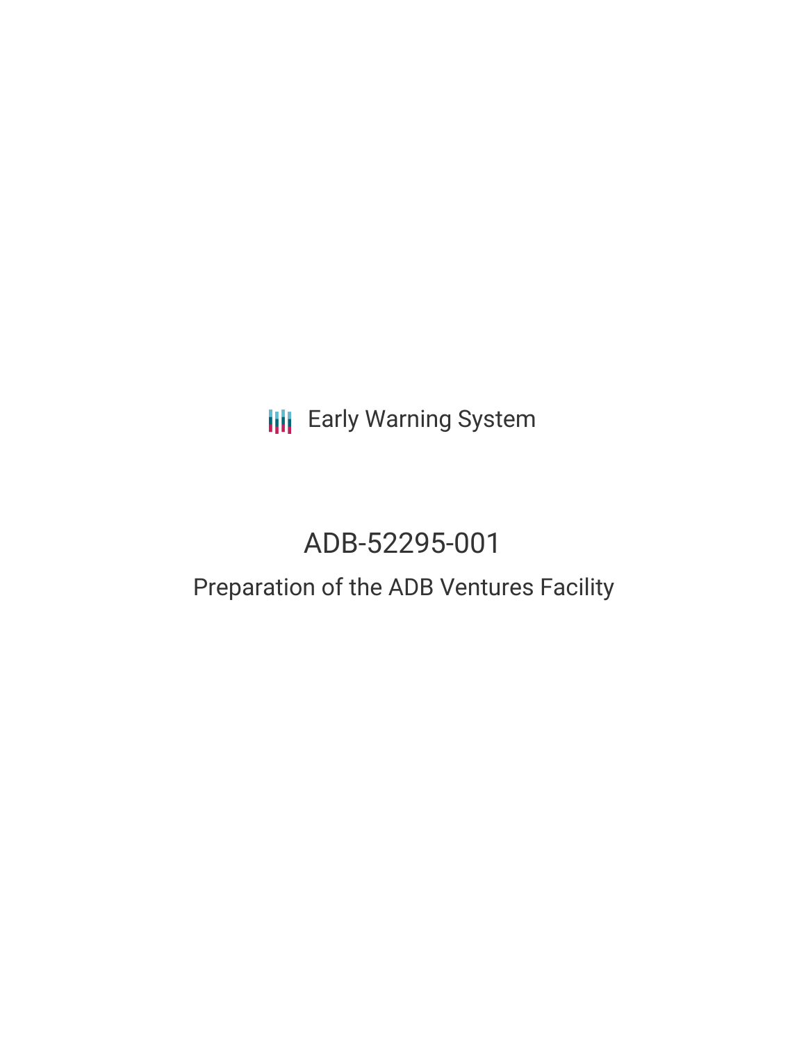Early Warning System

# ADB-52295-001

## Preparation of the ADB Ventures Facility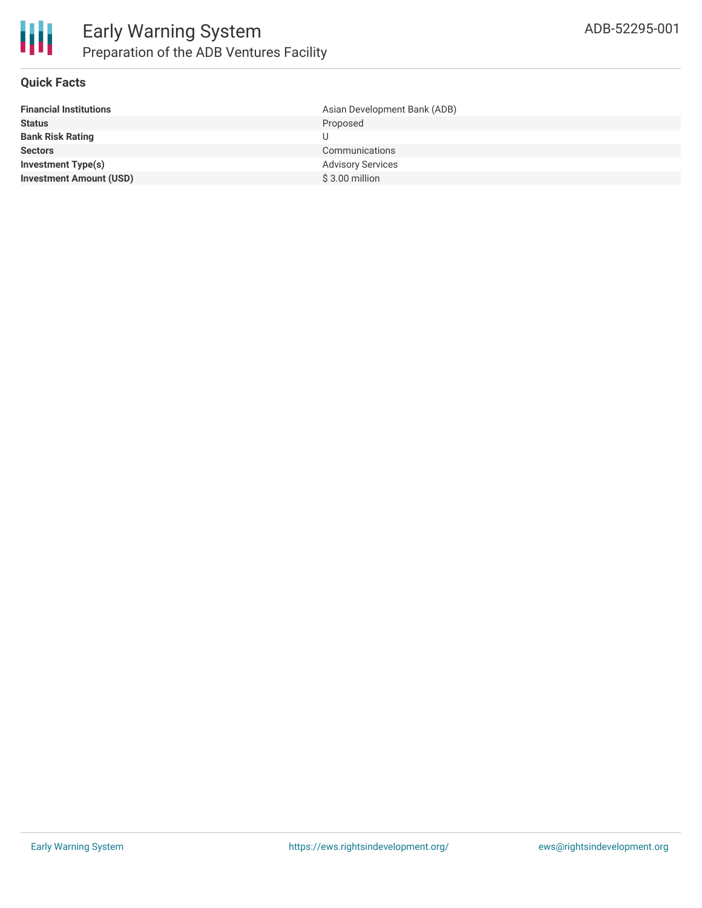# Early Warning System

## Preparation of the ADB Ventures Facility

ADB-52295-001

### Quick Facts

| | |
|---|---|
| **Financial Institutions** | Asian Development Bank (ADB) |
| **Status** | Proposed |
| **Bank Risk Rating** | U |
| **Sectors** | Communications |
| **Investment Type(s)** | Advisory Services |
| **Investment Amount (USD)** | $ 3.00 million |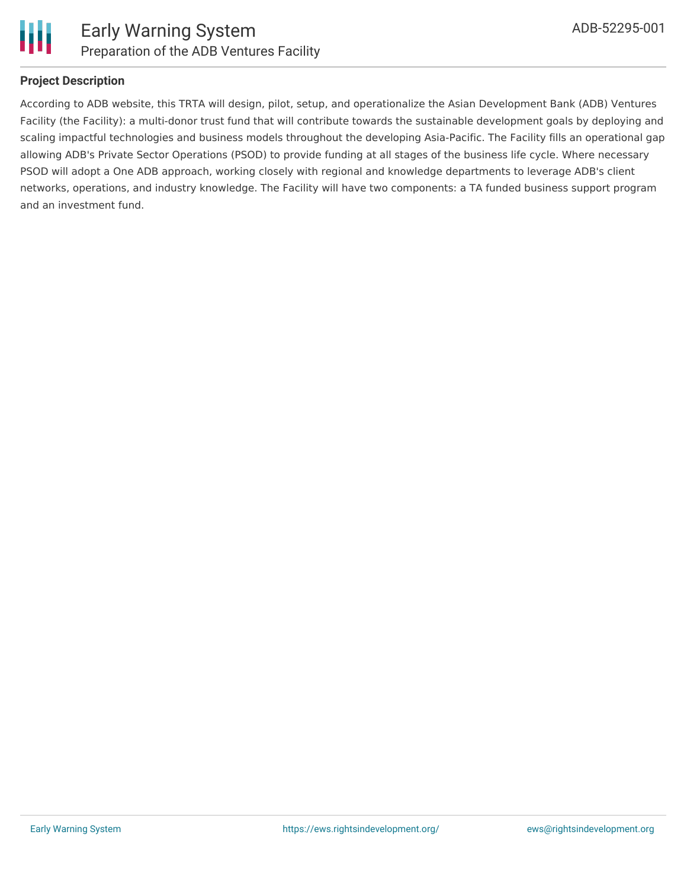## Project Description

According to ADB website, this TRTA will design, pilot, setup, and operationalize the Asian Development Bank (ADB) Ventures Facility (the Facility): a multi-donor trust fund that will contribute towards the sustainable development goals by deploying and scaling impactful technologies and business models throughout the developing Asia-Pacific. The Facility fills an operational gap allowing ADB's Private Sector Operations (PSOD) to provide funding at all stages of the business life cycle. Where necessary PSOD will adopt a One ADB approach, working closely with regional and knowledge departments to leverage ADB's client networks, operations, and industry knowledge. The Facility will have two components: a TA funded business support program and an investment fund.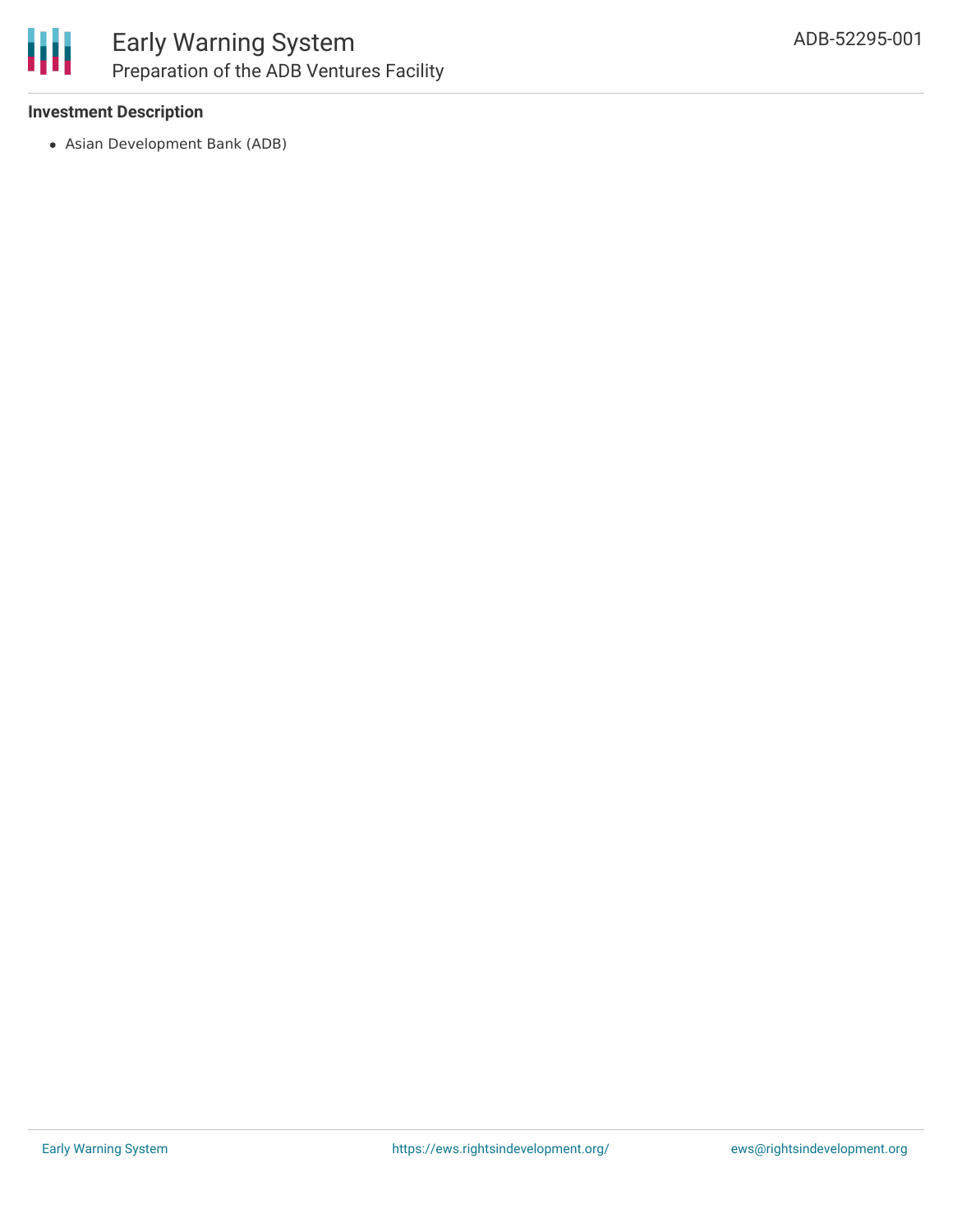### Investment Description

- Asian Development Bank (ADB)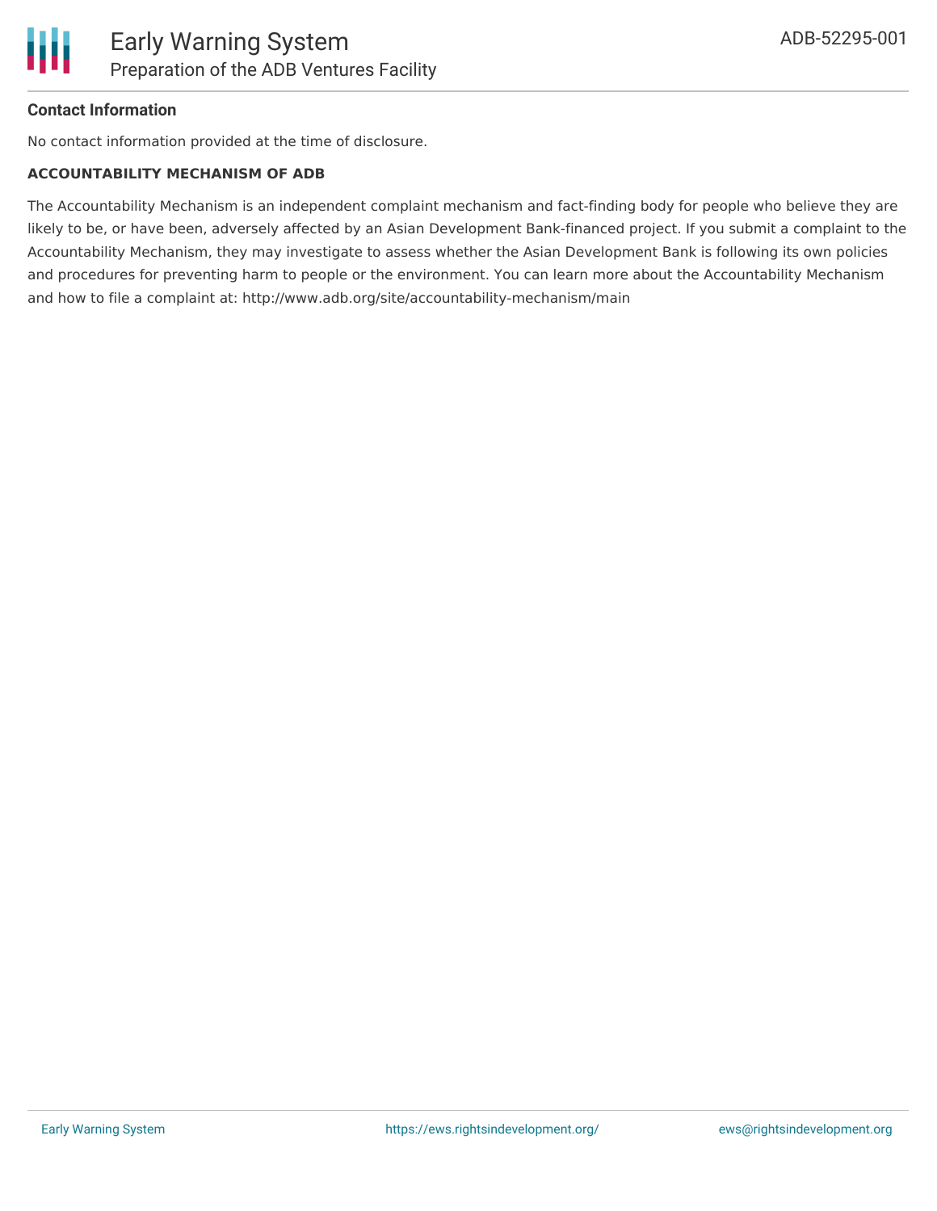**Contact Information**

No contact information provided at the time of disclosure.

**ACCOUNTABILITY MECHANISM OF ADB**

The Accountability Mechanism is an independent complaint mechanism and fact-finding body for people who believe they are likely to be, or have been, adversely affected by an Asian Development Bank-financed project. If you submit a complaint to the Accountability Mechanism, they may investigate to assess whether the Asian Development Bank is following its own policies and procedures for preventing harm to people or the environment. You can learn more about the Accountability Mechanism and how to file a complaint at: http://www.adb.org/site/accountability-mechanism/main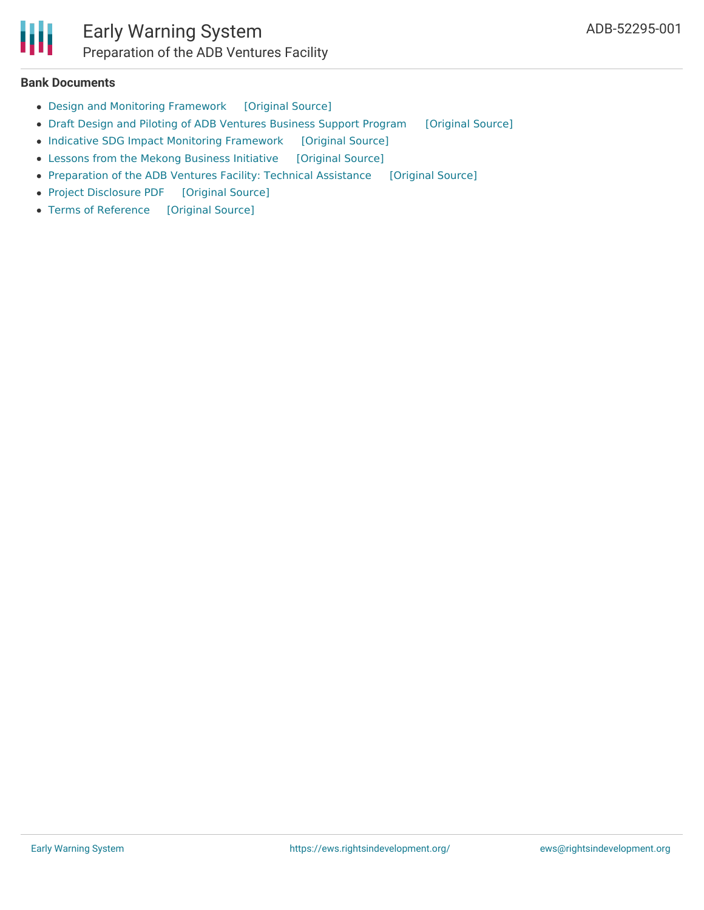## Bank Documents

- Design and Monitoring Framework [Original Source]
- Draft Design and Piloting of ADB Ventures Business Support Program [Original Source]
- Indicative SDG Impact Monitoring Framework [Original Source]
- Lessons from the Mekong Business Initiative [Original Source]
- Preparation of the ADB Ventures Facility: Technical Assistance [Original Source]
- Project Disclosure PDF [Original Source]
- Terms of Reference [Original Source]